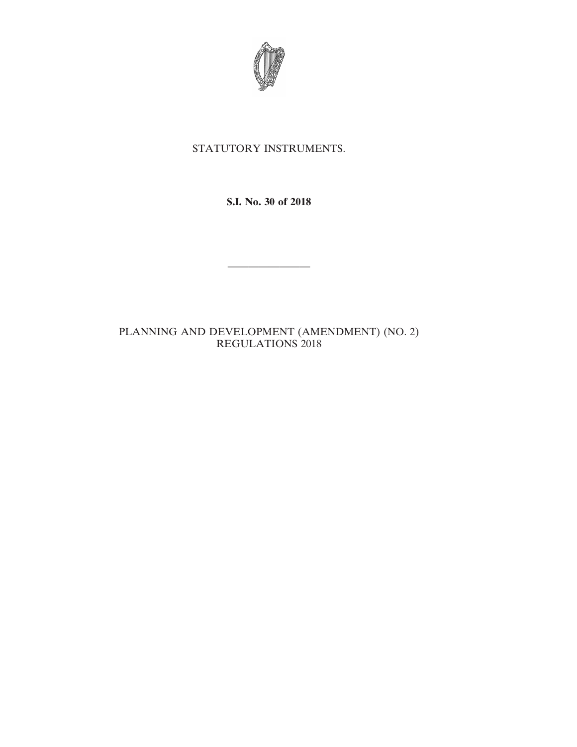STATUTORY INSTRUMENTS.

**S.I. No. 30 of 2018**

---

PLANNING AND DEVELOPMENT (AMENDMENT) (NO. 2) REGULATIONS 2018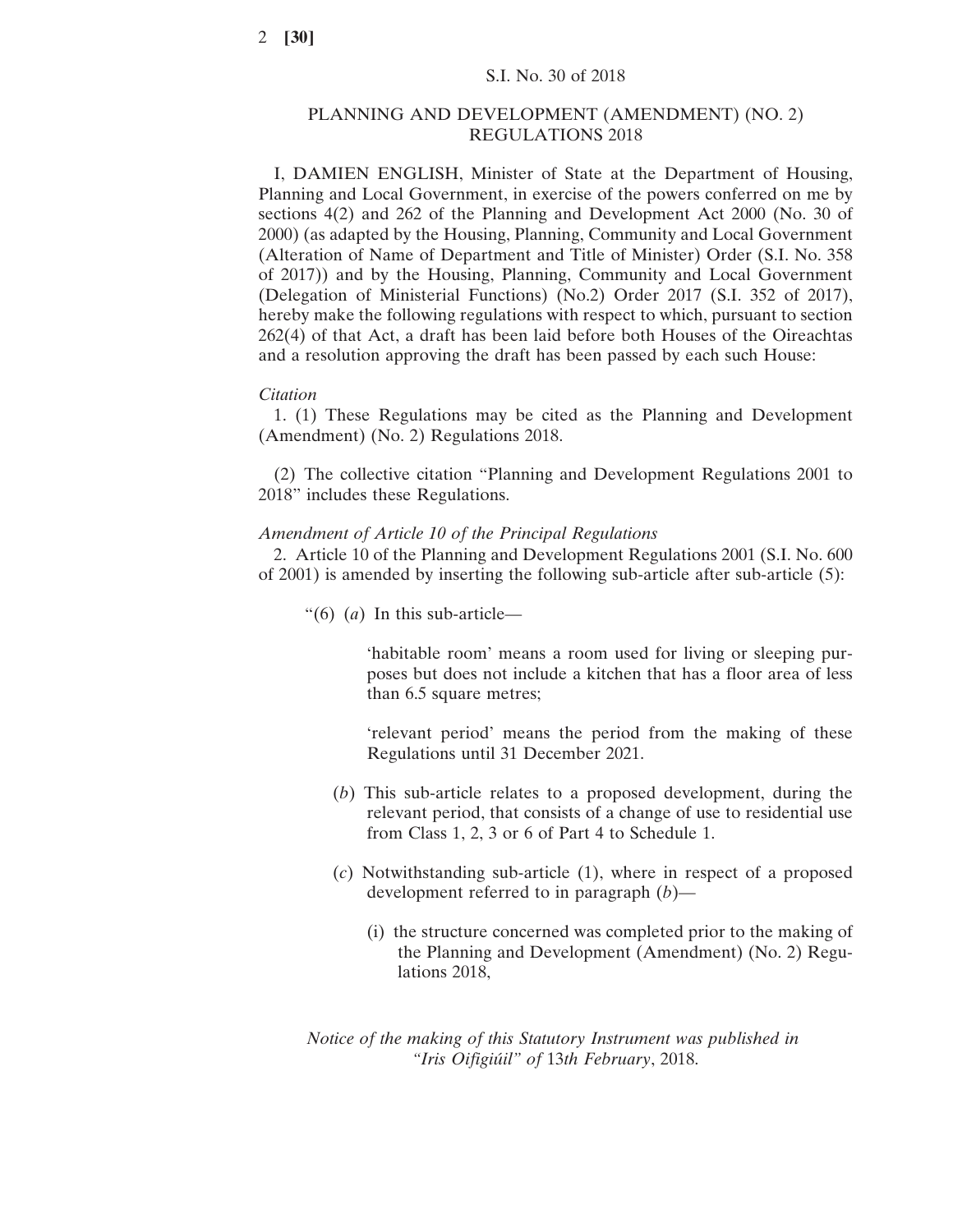S.I. No. 30 of 2018

## PLANNING AND DEVELOPMENT (AMENDMENT) (NO. 2) REGULATIONS 2018

I, DAMIEN ENGLISH, Minister of State at the Department of Housing, Planning and Local Government, in exercise of the powers conferred on me by sections 4(2) and 262 of the Planning and Development Act 2000 (No. 30 of 2000) (as adapted by the Housing, Planning, Community and Local Government (Alteration of Name of Department and Title of Minister) Order (S.I. No. 358 of 2017)) and by the Housing, Planning, Community and Local Government (Delegation of Ministerial Functions) (No.2) Order 2017 (S.I. 352 of 2017), hereby make the following regulations with respect to which, pursuant to section 262(4) of that Act, a draft has been laid before both Houses of the Oireachtas and a resolution approving the draft has been passed by each such House:

*Citation*

1. (1) These Regulations may be cited as the Planning and Development (Amendment) (No. 2) Regulations 2018.

(2) The collective citation "Planning and Development Regulations 2001 to 2018" includes these Regulations.

*Amendment of Article 10 of the Principal Regulations*

2. Article 10 of the Planning and Development Regulations 2001 (S.I. No. 600 of 2001) is amended by inserting the following sub-article after sub-article (5):

"(6) (*a*) In this sub-article—

'habitable room' means a room used for living or sleeping purposes but does not include a kitchen that has a floor area of less than 6.5 square metres;

'relevant period' means the period from the making of these Regulations until 31 December 2021.

(*b*) This sub-article relates to a proposed development, during the relevant period, that consists of a change of use to residential use from Class 1, 2, 3 or 6 of Part 4 to Schedule 1.

(*c*) Notwithstanding sub-article (1), where in respect of a proposed development referred to in paragraph (*b*)—

(i) the structure concerned was completed prior to the making of the Planning and Development (Amendment) (No. 2) Regulations 2018,

*Notice of the making of this Statutory Instrument was published in "Iris Oifigiúil" of 13th February, 2018.*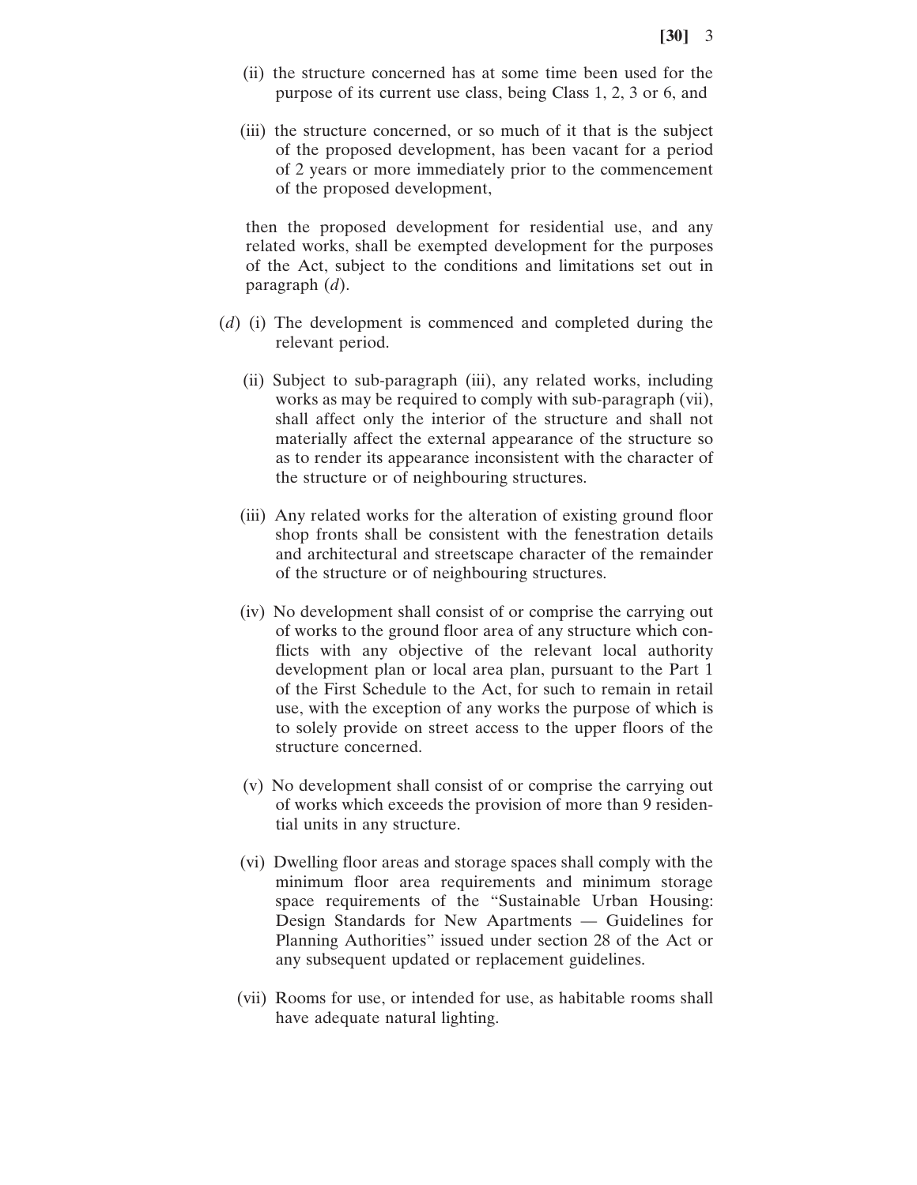(ii) the structure concerned has at some time been used for the purpose of its current use class, being Class 1, 2, 3 or 6, and

(iii) the structure concerned, or so much of it that is the subject of the proposed development, has been vacant for a period of 2 years or more immediately prior to the commencement of the proposed development,

then the proposed development for residential use, and any related works, shall be exempted development for the purposes of the Act, subject to the conditions and limitations set out in paragraph (*d*).

(*d*) (i) The development is commenced and completed during the relevant period.

(ii) Subject to sub-paragraph (iii), any related works, including works as may be required to comply with sub-paragraph (vii), shall affect only the interior of the structure and shall not materially affect the external appearance of the structure so as to render its appearance inconsistent with the character of the structure or of neighbouring structures.

(iii) Any related works for the alteration of existing ground floor shop fronts shall be consistent with the fenestration details and architectural and streetscape character of the remainder of the structure or of neighbouring structures.

(iv) No development shall consist of or comprise the carrying out of works to the ground floor area of any structure which conflicts with any objective of the relevant local authority development plan or local area plan, pursuant to the Part 1 of the First Schedule to the Act, for such to remain in retail use, with the exception of any works the purpose of which is to solely provide on street access to the upper floors of the structure concerned.

(v) No development shall consist of or comprise the carrying out of works which exceeds the provision of more than 9 residential units in any structure.

(vi) Dwelling floor areas and storage spaces shall comply with the minimum floor area requirements and minimum storage space requirements of the "Sustainable Urban Housing: Design Standards for New Apartments — Guidelines for Planning Authorities" issued under section 28 of the Act or any subsequent updated or replacement guidelines.

(vii) Rooms for use, or intended for use, as habitable rooms shall have adequate natural lighting.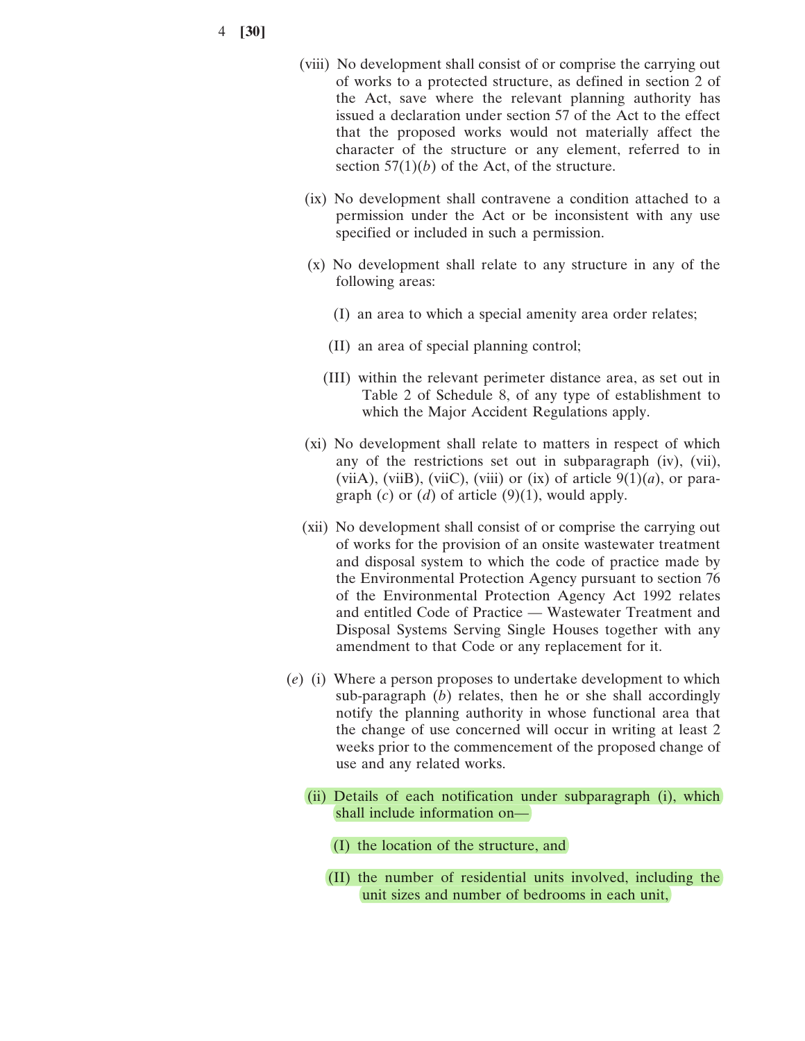(viii) No development shall consist of or comprise the carrying out of works to a protected structure, as defined in section 2 of the Act, save where the relevant planning authority has issued a declaration under section 57 of the Act to the effect that the proposed works would not materially affect the character of the structure or any element, referred to in section 57(1)(*b*) of the Act, of the structure.

(ix) No development shall contravene a condition attached to a permission under the Act or be inconsistent with any use specified or included in such a permission.

(x) No development shall relate to any structure in any of the following areas:

(I) an area to which a special amenity area order relates;

(II) an area of special planning control;

(III) within the relevant perimeter distance area, as set out in Table 2 of Schedule 8, of any type of establishment to which the Major Accident Regulations apply.

(xi) No development shall relate to matters in respect of which any of the restrictions set out in subparagraph (iv), (vii), (viiA), (viiB), (viiC), (viii) or (ix) of article 9(1)(*a*), or paragraph (*c*) or (*d*) of article (9)(1), would apply.

(xii) No development shall consist of or comprise the carrying out of works for the provision of an onsite wastewater treatment and disposal system to which the code of practice made by the Environmental Protection Agency pursuant to section 76 of the Environmental Protection Agency Act 1992 relates and entitled Code of Practice — Wastewater Treatment and Disposal Systems Serving Single Houses together with any amendment to that Code or any replacement for it.

(*e*) (i) Where a person proposes to undertake development to which sub-paragraph (*b*) relates, then he or she shall accordingly notify the planning authority in whose functional area that the change of use concerned will occur in writing at least 2 weeks prior to the commencement of the proposed change of use and any related works.

(ii) Details of each notification under subparagraph (i), which shall include information on—

(I) the location of the structure, and

(II) the number of residential units involved, including the unit sizes and number of bedrooms in each unit,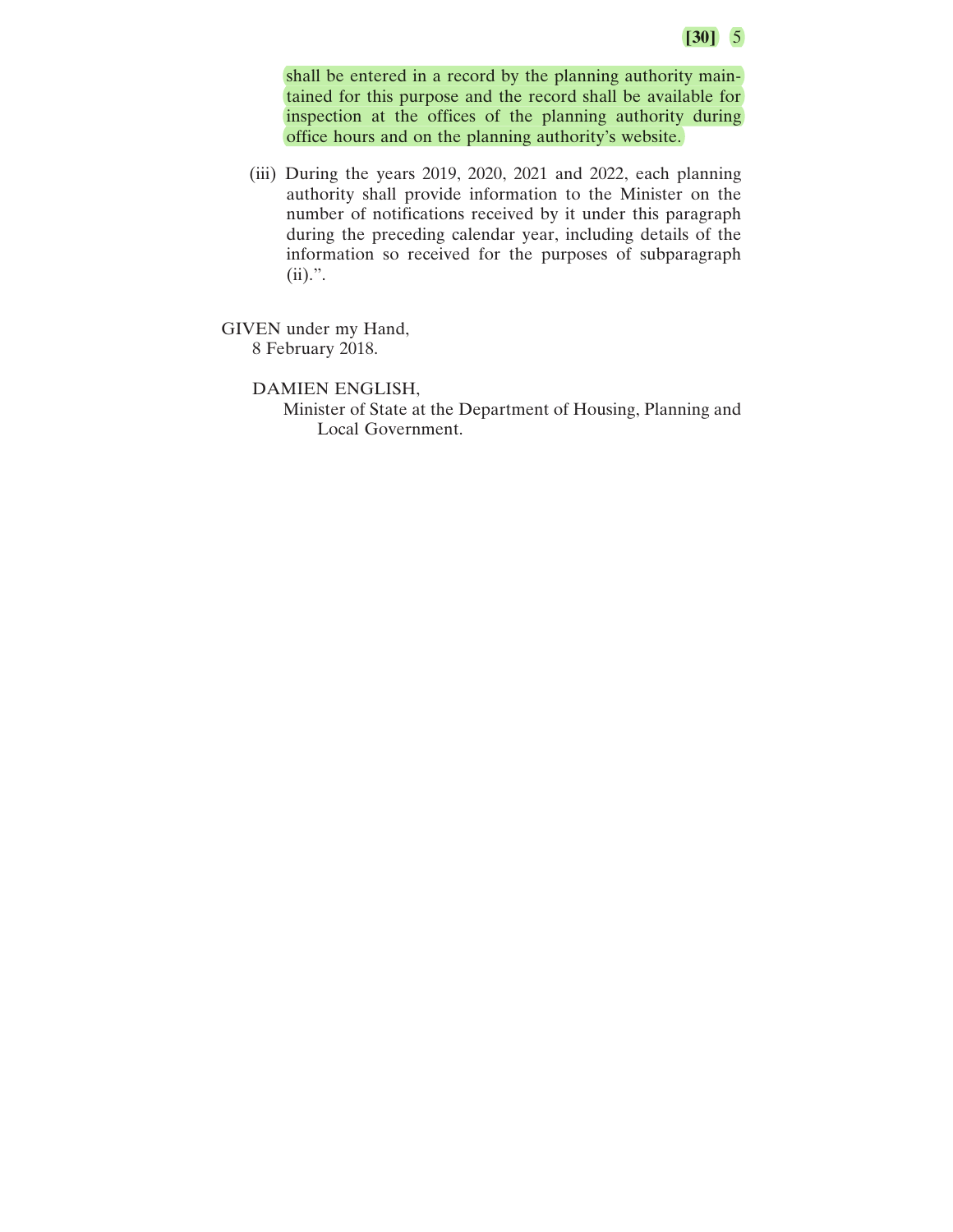shall be entered in a record by the planning authority maintained for this purpose and the record shall be available for inspection at the offices of the planning authority during office hours and on the planning authority's website.

(iii) During the years 2019, 2020, 2021 and 2022, each planning authority shall provide information to the Minister on the number of notifications received by it under this paragraph during the preceding calendar year, including details of the information so received for the purposes of subparagraph (ii).".

GIVEN under my Hand,
8 February 2018.

DAMIEN ENGLISH,
Minister of State at the Department of Housing, Planning and Local Government.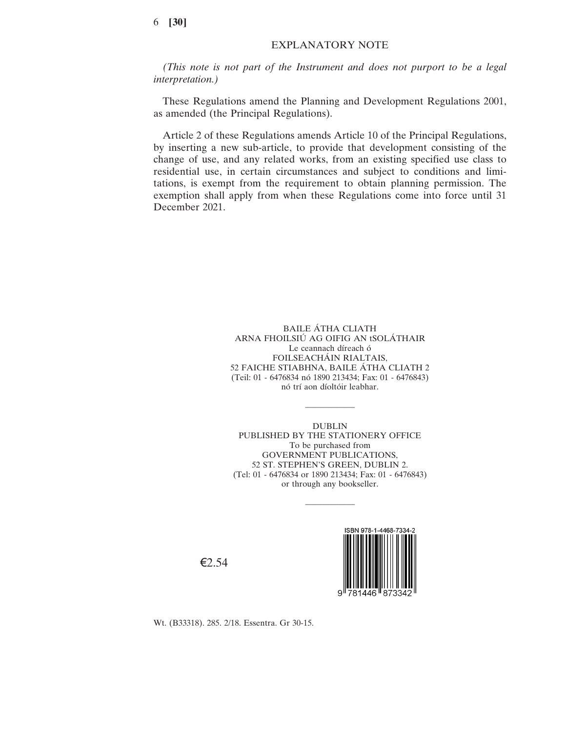## EXPLANATORY NOTE

*(This note is not part of the Instrument and does not purport to be a legal interpretation.)*

These Regulations amend the Planning and Development Regulations 2001, as amended (the Principal Regulations).

Article 2 of these Regulations amends Article 10 of the Principal Regulations, by inserting a new sub-article, to provide that development consisting of the change of use, and any related works, from an existing specified use class to residential use, in certain circumstances and subject to conditions and limitations, is exempt from the requirement to obtain planning permission. The exemption shall apply from when these Regulations come into force until 31 December 2021.

BAILE ÁTHA CLIATH
ARNA FHOILSIÚ AG OIFIG AN tSOLÁTHAIR
Le ceannach díreach ó
FOILSEACHÁIN RIALTAIS,
52 FAICHE STIABHNA, BAILE ÁTHA CLIATH 2
(Teil: 01 - 6476834 nó 1890 213434; Fax: 01 - 6476843)
nó trí aon díoltóir leabhar.

---

DUBLIN
PUBLISHED BY THE STATIONERY OFFICE
To be purchased from
GOVERNMENT PUBLICATIONS,
52 ST. STEPHEN'S GREEN, DUBLIN 2.
(Tel: 01 - 6476834 or 1890 213434; Fax: 01 - 6476843)
or through any bookseller.

---

€2.54

ISBN 978-1-4468-7334-2

9 781446 873342

Wt. (B33318). 285. 2/18. Essentra. Gr 30-15.